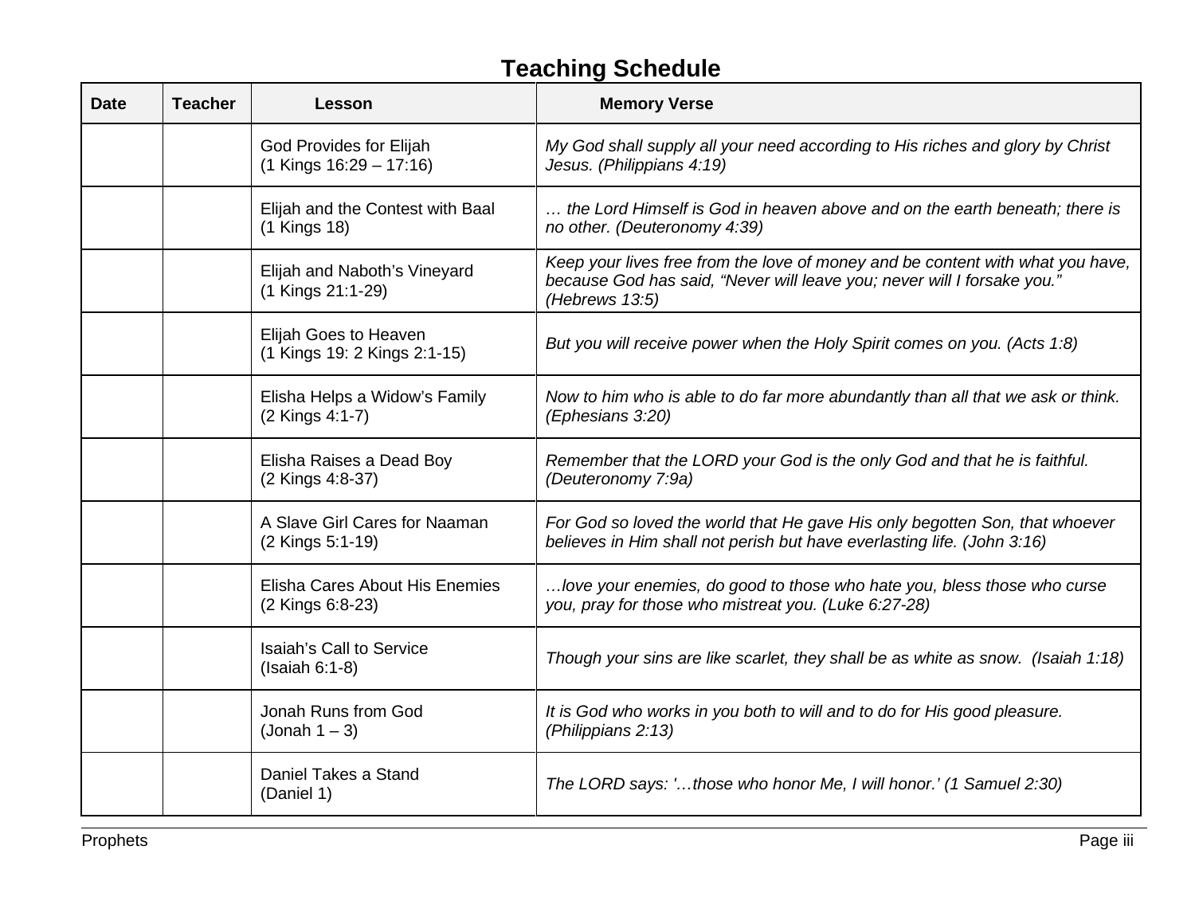# Teaching Schedule

| Date | Teacher | Lesson | Memory Verse |
|---|---|---|---|
| | | God Provides for Elijah (1 Kings 16:29 – 17:16) | *My God shall supply all your need according to His riches and glory by Christ Jesus. (Philippians 4:19)* |
| | | Elijah and the Contest with Baal (1 Kings 18) | *… the Lord Himself is God in heaven above and on the earth beneath; there is no other. (Deuteronomy 4:39)* |
| | | Elijah and Naboth's Vineyard (1 Kings 21:1-29) | *Keep your lives free from the love of money and be content with what you have, because God has said, "Never will leave you; never will I forsake you." (Hebrews 13:5)* |
| | | Elijah Goes to Heaven (1 Kings 19: 2 Kings 2:1-15) | *But you will receive power when the Holy Spirit comes on you. (Acts 1:8)* |
| | | Elisha Helps a Widow's Family (2 Kings 4:1-7) | *Now to him who is able to do far more abundantly than all that we ask or think. (Ephesians 3:20)* |
| | | Elisha Raises a Dead Boy (2 Kings 4:8-37) | *Remember that the LORD your God is the only God and that he is faithful. (Deuteronomy 7:9a)* |
| | | A Slave Girl Cares for Naaman (2 Kings 5:1-19) | *For God so loved the world that He gave His only begotten Son, that whoever believes in Him shall not perish but have everlasting life. (John 3:16)* |
| | | Elisha Cares About His Enemies (2 Kings 6:8-23) | *…love your enemies, do good to those who hate you, bless those who curse you, pray for those who mistreat you. (Luke 6:27-28)* |
| | | Isaiah's Call to Service (Isaiah 6:1-8) | *Though your sins are like scarlet, they shall be as white as snow. (Isaiah 1:18)* |
| | | Jonah Runs from God (Jonah 1 – 3) | *It is God who works in you both to will and to do for His good pleasure. (Philippians 2:13)* |
| | | Daniel Takes a Stand (Daniel 1) | *The LORD says: '…those who honor Me, I will honor.' (1 Samuel 2:30)* |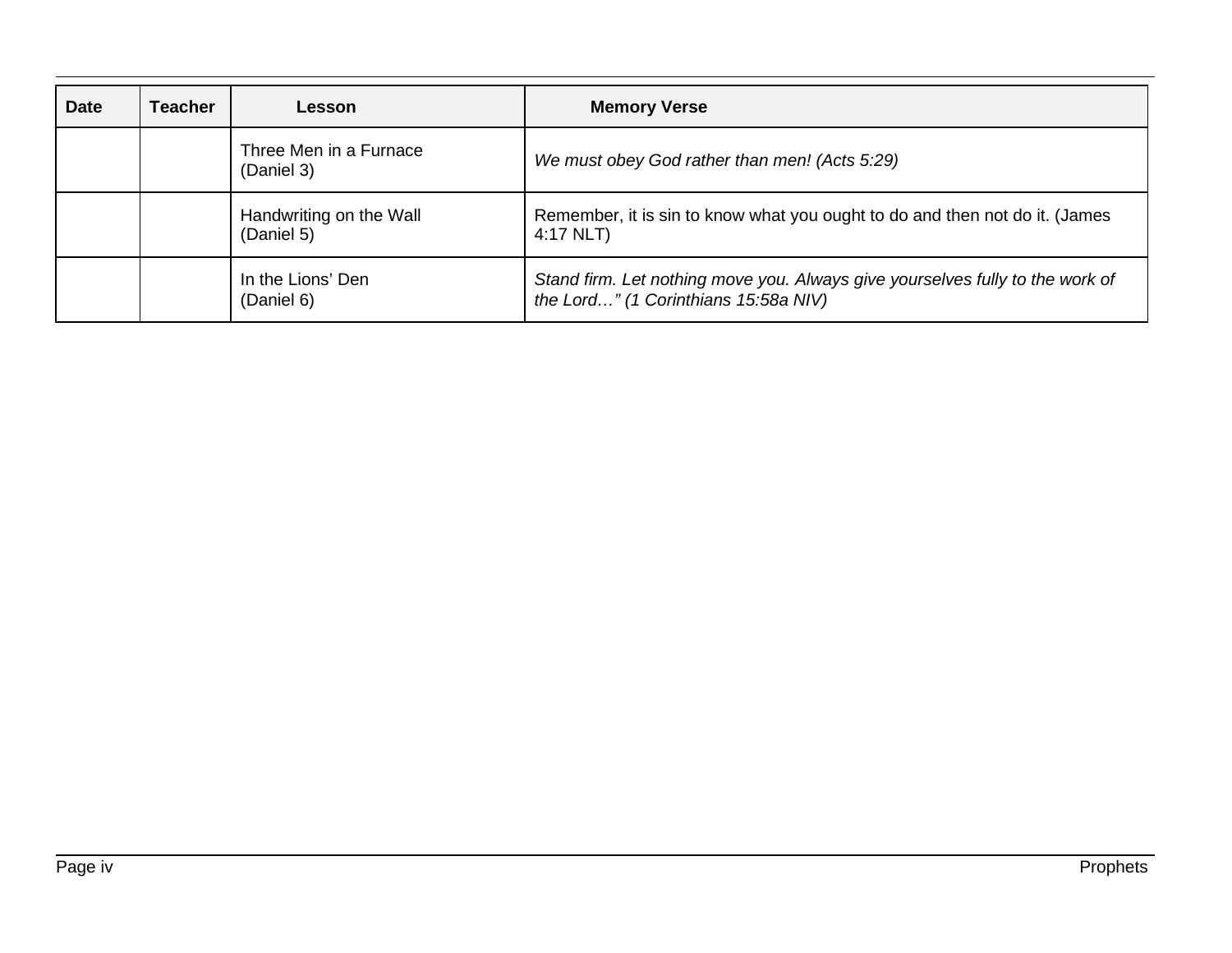| Date | Teacher | Lesson | Memory Verse |
|---|---|---|---|
| | | Three Men in a Furnace (Daniel 3) | *We must obey God rather than men! (Acts 5:29)* |
| | | Handwriting on the Wall (Daniel 5) | Remember, it is sin to know what you ought to do and then not do it. (James 4:17 NLT) |
| | | In the Lions' Den (Daniel 6) | *Stand firm. Let nothing move you. Always give yourselves fully to the work of the Lord…" (1 Corinthians 15:58a NIV)* |